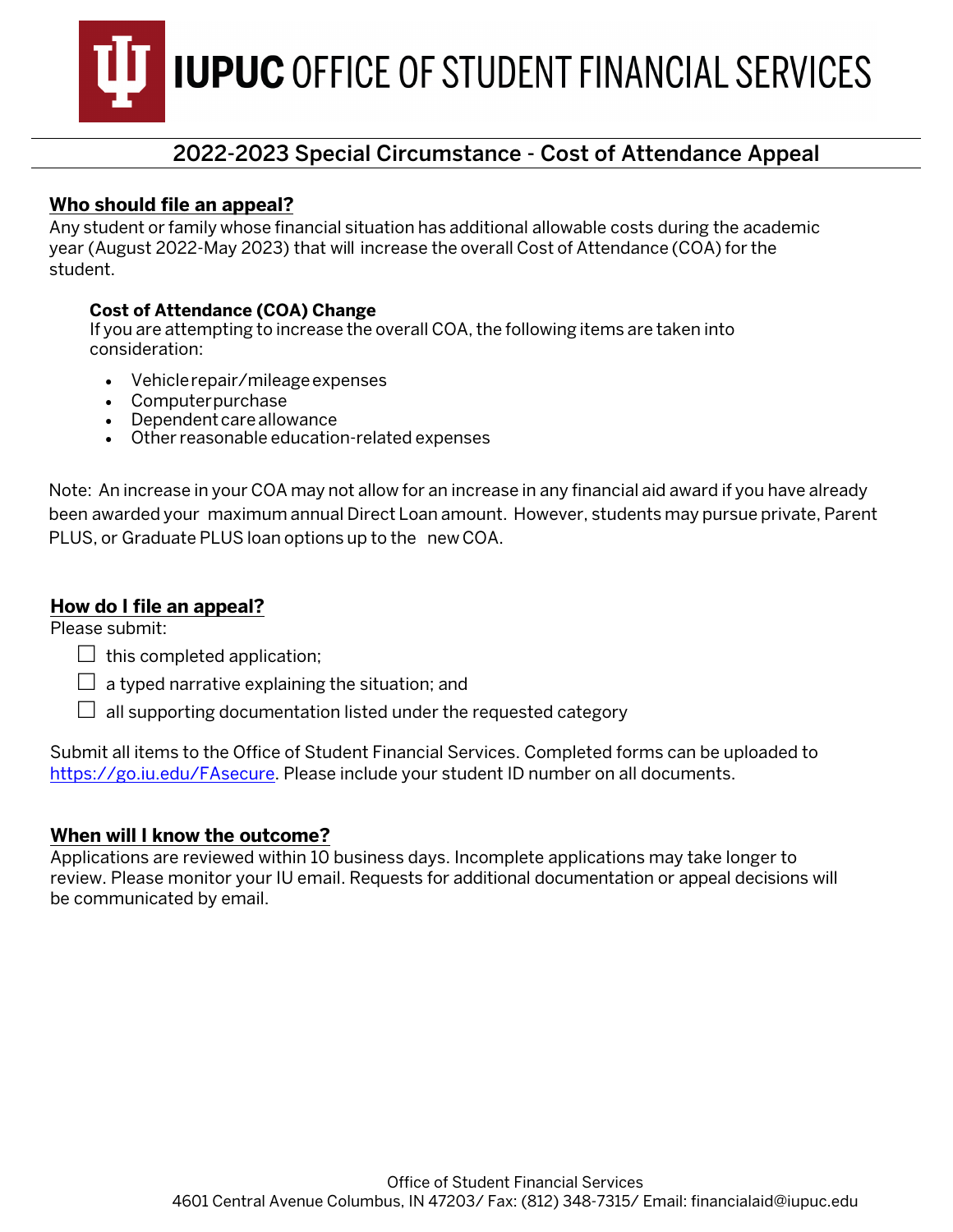# IUPUC OFFICE OF STUDENT FINANCIAL SERVICES

## 2022-2023 Special Circumstance - Cost of Attendance Appeal

### Who should file an appeal?

Any student or family whose financial situation has additional allowable costs during the academic year (August 2022-May 2023) that will increase the overall Cost of Attendance (COA) for the student.

**Cost of Attendance (COA) Change**

If you are attempting to increase the overall COA, the following items are taken into consideration:

- Vehicle repair/mileage expenses
- Computer purchase
- Dependent care allowance
- Other reasonable education-related expenses

Note: An increase in your COA may not allow for an increase in any financial aid award if you have already been awarded your maximum annual Direct Loan amount. However, students may pursue private, Parent PLUS, or Graduate PLUS loan options up to the new COA.

### How do I file an appeal?

Please submit:

- ☐ this completed application;
- ☐ a typed narrative explaining the situation; and
- ☐ all supporting documentation listed under the requested category

Submit all items to the Office of Student Financial Services. Completed forms can be uploaded to [https://go.iu.edu/FAsecure](https://go.iu.edu/FAsecure). Please include your student ID number on all documents.

### When will I know the outcome?

Applications are reviewed within 10 business days. Incomplete applications may take longer to review. Please monitor your IU email. Requests for additional documentation or appeal decisions will be communicated by email.

Office of Student Financial Services
4601 Central Avenue Columbus, IN 47203/ Fax: (812) 348-7315/ Email: financialaid@iupuc.edu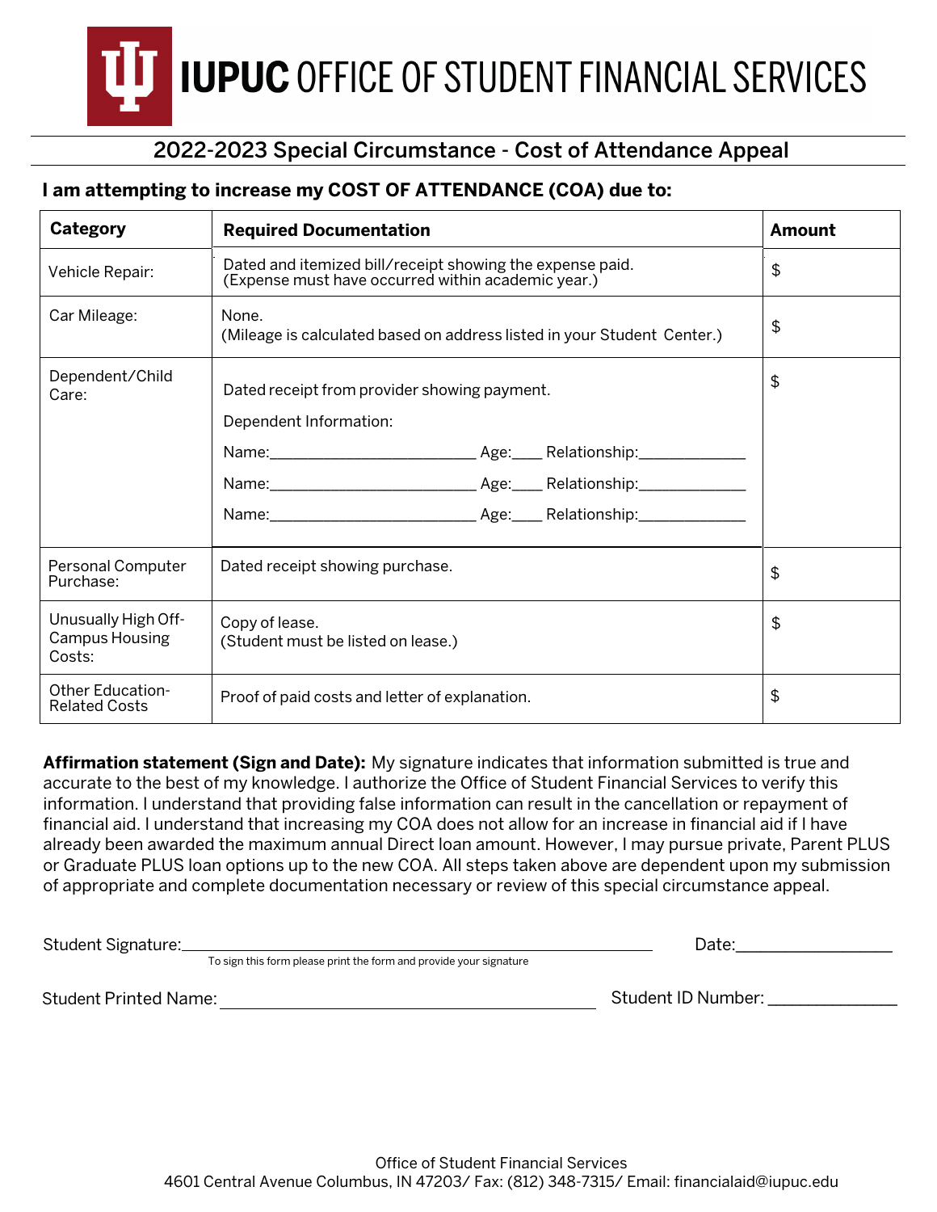# IUPUC OFFICE OF STUDENT FINANCIAL SERVICES

## 2022-2023 Special Circumstance - Cost of Attendance Appeal

**I am attempting to increase my COST OF ATTENDANCE (COA) due to:**

| Category | Required Documentation | Amount |
|---|---|---|
| Vehicle Repair: | Dated and itemized bill/receipt showing the expense paid. (Expense must have occurred within academic year.) | $ |
| Car Mileage: | None. (Mileage is calculated based on address listed in your Student Center.) | $ |
| Dependent/Child Care: | Dated receipt from provider showing payment.<br>Dependent Information:<br>Name:________________________ Age:____ Relationship:____________<br>Name:________________________ Age:____ Relationship:____________<br>Name:________________________ Age:____ Relationship:____________ | $ |
| Personal Computer Purchase: | Dated receipt showing purchase. | $ |
| Unusually High Off-Campus Housing Costs: | Copy of lease. (Student must be listed on lease.) | $ |
| Other Education-Related Costs | Proof of paid costs and letter of explanation. | $ |

**Affirmation statement (Sign and Date):** My signature indicates that information submitted is true and accurate to the best of my knowledge. I authorize the Office of Student Financial Services to verify this information. I understand that providing false information can result in the cancellation or repayment of financial aid. I understand that increasing my COA does not allow for an increase in financial aid if I have already been awarded the maximum annual Direct loan amount. However, I may pursue private, Parent PLUS or Graduate PLUS loan options up to the new COA. All steps taken above are dependent upon my submission of appropriate and complete documentation necessary or review of this special circumstance appeal.

Student Signature:____________________________________________ Date:________________

To sign this form please print the form and provide your signature

Student Printed Name: ____________________________________ Student ID Number: _____________

Office of Student Financial Services
4601 Central Avenue Columbus, IN 47203/ Fax: (812) 348-7315/ Email: financialaid@iupuc.edu